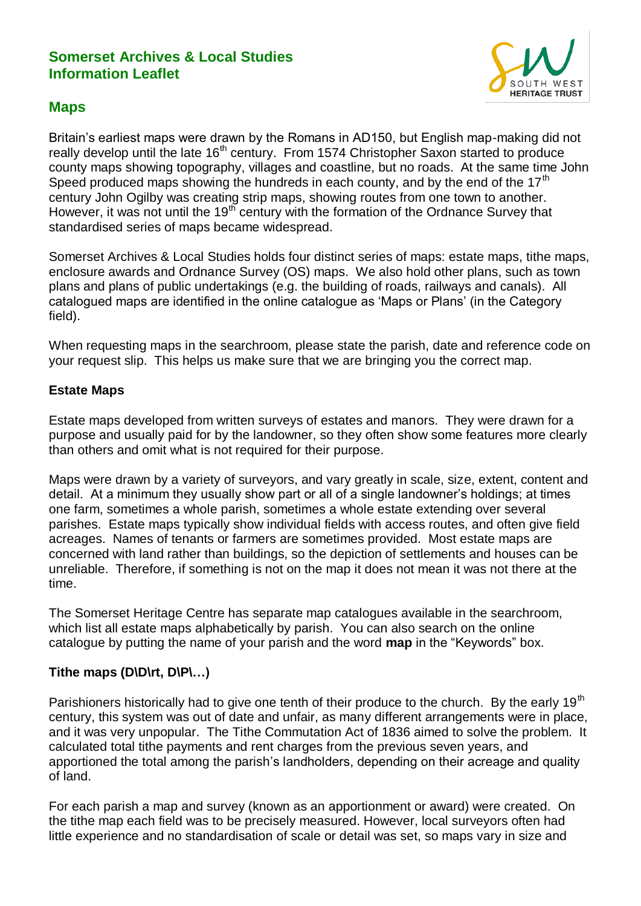# Somerset Archives & Local Studies Information Leaflet

## Maps

Britain's earliest maps were drawn by the Romans in AD150, but English map-making did not really develop until the late 16th century. From 1574 Christopher Saxon started to produce county maps showing topography, villages and coastline, but no roads. At the same time John Speed produced maps showing the hundreds in each county, and by the end of the 17th century John Ogilby was creating strip maps, showing routes from one town to another. However, it was not until the 19th century with the formation of the Ordnance Survey that standardised series of maps became widespread.

Somerset Archives & Local Studies holds four distinct series of maps: estate maps, tithe maps, enclosure awards and Ordnance Survey (OS) maps. We also hold other plans, such as town plans and plans of public undertakings (e.g. the building of roads, railways and canals). All catalogued maps are identified in the online catalogue as 'Maps or Plans' (in the Category field).

When requesting maps in the searchroom, please state the parish, date and reference code on your request slip. This helps us make sure that we are bringing you the correct map.

### Estate Maps

Estate maps developed from written surveys of estates and manors. They were drawn for a purpose and usually paid for by the landowner, so they often show some features more clearly than others and omit what is not required for their purpose.

Maps were drawn by a variety of surveyors, and vary greatly in scale, size, extent, content and detail. At a minimum they usually show part or all of a single landowner's holdings; at times one farm, sometimes a whole parish, sometimes a whole estate extending over several parishes. Estate maps typically show individual fields with access routes, and often give field acreages. Names of tenants or farmers are sometimes provided. Most estate maps are concerned with land rather than buildings, so the depiction of settlements and houses can be unreliable. Therefore, if something is not on the map it does not mean it was not there at the time.

The Somerset Heritage Centre has separate map catalogues available in the searchroom, which list all estate maps alphabetically by parish. You can also search on the online catalogue by putting the name of your parish and the word **map** in the "Keywords" box.

### Tithe maps (D\D\rt, D\P\…)

Parishioners historically had to give one tenth of their produce to the church. By the early 19th century, this system was out of date and unfair, as many different arrangements were in place, and it was very unpopular. The Tithe Commutation Act of 1836 aimed to solve the problem. It calculated total tithe payments and rent charges from the previous seven years, and apportioned the total among the parish's landholders, depending on their acreage and quality of land.

For each parish a map and survey (known as an apportionment or award) were created. On the tithe map each field was to be precisely measured. However, local surveyors often had little experience and no standardisation of scale or detail was set, so maps vary in size and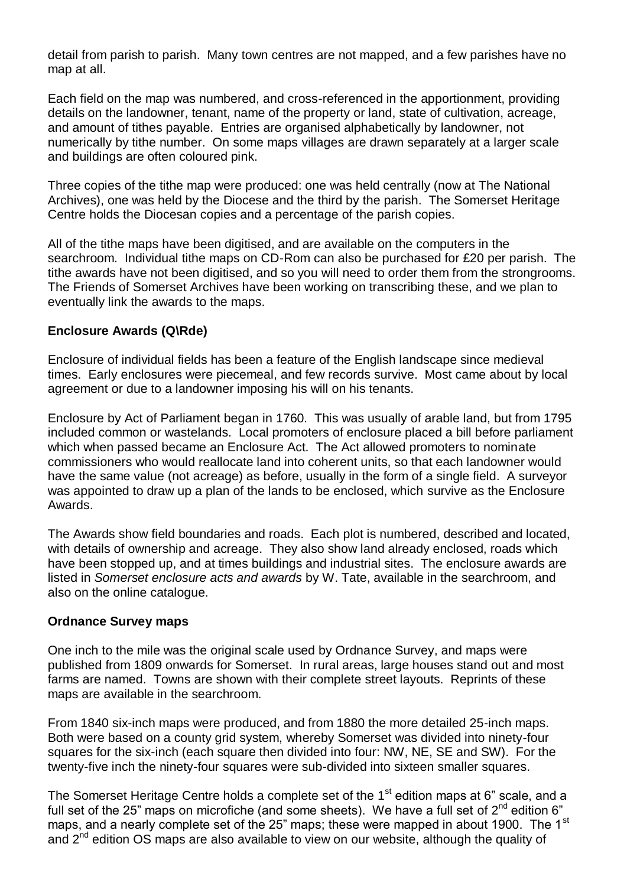detail from parish to parish. Many town centres are not mapped, and a few parishes have no map at all.

Each field on the map was numbered, and cross-referenced in the apportionment, providing details on the landowner, tenant, name of the property or land, state of cultivation, acreage, and amount of tithes payable. Entries are organised alphabetically by landowner, not numerically by tithe number. On some maps villages are drawn separately at a larger scale and buildings are often coloured pink.

Three copies of the tithe map were produced: one was held centrally (now at The National Archives), one was held by the Diocese and the third by the parish. The Somerset Heritage Centre holds the Diocesan copies and a percentage of the parish copies.

All of the tithe maps have been digitised, and are available on the computers in the searchroom. Individual tithe maps on CD-Rom can also be purchased for £20 per parish. The tithe awards have not been digitised, and so you will need to order them from the strongrooms. The Friends of Somerset Archives have been working on transcribing these, and we plan to eventually link the awards to the maps.

**Enclosure Awards (Q\Rde)**

Enclosure of individual fields has been a feature of the English landscape since medieval times. Early enclosures were piecemeal, and few records survive. Most came about by local agreement or due to a landowner imposing his will on his tenants.

Enclosure by Act of Parliament began in 1760. This was usually of arable land, but from 1795 included common or wastelands. Local promoters of enclosure placed a bill before parliament which when passed became an Enclosure Act. The Act allowed promoters to nominate commissioners who would reallocate land into coherent units, so that each landowner would have the same value (not acreage) as before, usually in the form of a single field. A surveyor was appointed to draw up a plan of the lands to be enclosed, which survive as the Enclosure Awards.

The Awards show field boundaries and roads. Each plot is numbered, described and located, with details of ownership and acreage. They also show land already enclosed, roads which have been stopped up, and at times buildings and industrial sites. The enclosure awards are listed in *Somerset enclosure acts and awards* by W. Tate, available in the searchroom, and also on the online catalogue.

**Ordnance Survey maps**

One inch to the mile was the original scale used by Ordnance Survey, and maps were published from 1809 onwards for Somerset. In rural areas, large houses stand out and most farms are named. Towns are shown with their complete street layouts. Reprints of these maps are available in the searchroom.

From 1840 six-inch maps were produced, and from 1880 the more detailed 25-inch maps. Both were based on a county grid system, whereby Somerset was divided into ninety-four squares for the six-inch (each square then divided into four: NW, NE, SE and SW). For the twenty-five inch the ninety-four squares were sub-divided into sixteen smaller squares.

The Somerset Heritage Centre holds a complete set of the 1st edition maps at 6" scale, and a full set of the 25" maps on microfiche (and some sheets). We have a full set of 2nd edition 6" maps, and a nearly complete set of the 25" maps; these were mapped in about 1900. The 1st and 2nd edition OS maps are also available to view on our website, although the quality of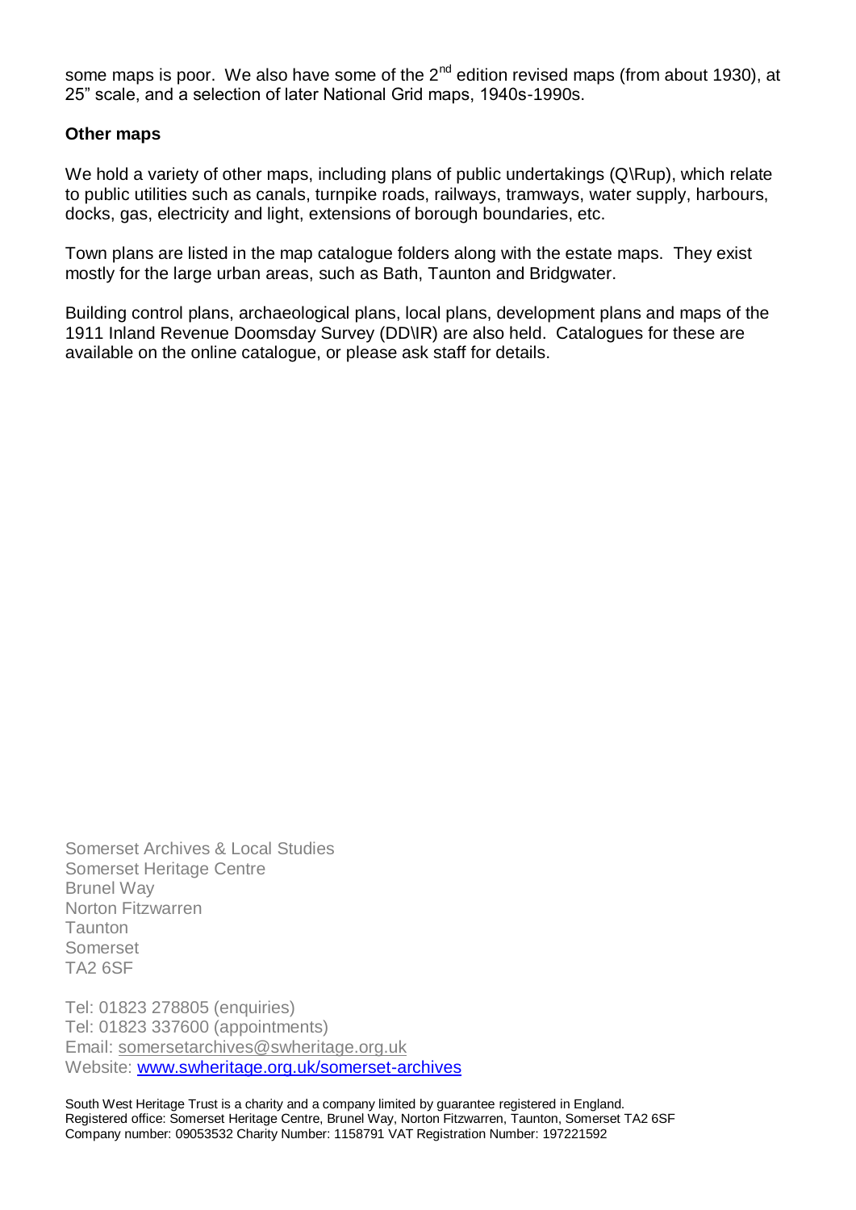some maps is poor. We also have some of the 2nd edition revised maps (from about 1930), at 25" scale, and a selection of later National Grid maps, 1940s-1990s.

**Other maps**

We hold a variety of other maps, including plans of public undertakings (Q\Rup), which relate to public utilities such as canals, turnpike roads, railways, tramways, water supply, harbours, docks, gas, electricity and light, extensions of borough boundaries, etc.

Town plans are listed in the map catalogue folders along with the estate maps. They exist mostly for the large urban areas, such as Bath, Taunton and Bridgwater.

Building control plans, archaeological plans, local plans, development plans and maps of the 1911 Inland Revenue Doomsday Survey (DD\IR) are also held. Catalogues for these are available on the online catalogue, or please ask staff for details.

Somerset Archives & Local Studies
Somerset Heritage Centre
Brunel Way
Norton Fitzwarren
Taunton
Somerset
TA2 6SF

Tel: 01823 278805 (enquiries)
Tel: 01823 337600 (appointments)
Email: somersetarchives@swheritage.org.uk
Website: www.swheritage.org.uk/somerset-archives

South West Heritage Trust is a charity and a company limited by guarantee registered in England.
Registered office: Somerset Heritage Centre, Brunel Way, Norton Fitzwarren, Taunton, Somerset TA2 6SF
Company number: 09053532 Charity Number: 1158791 VAT Registration Number: 197221592